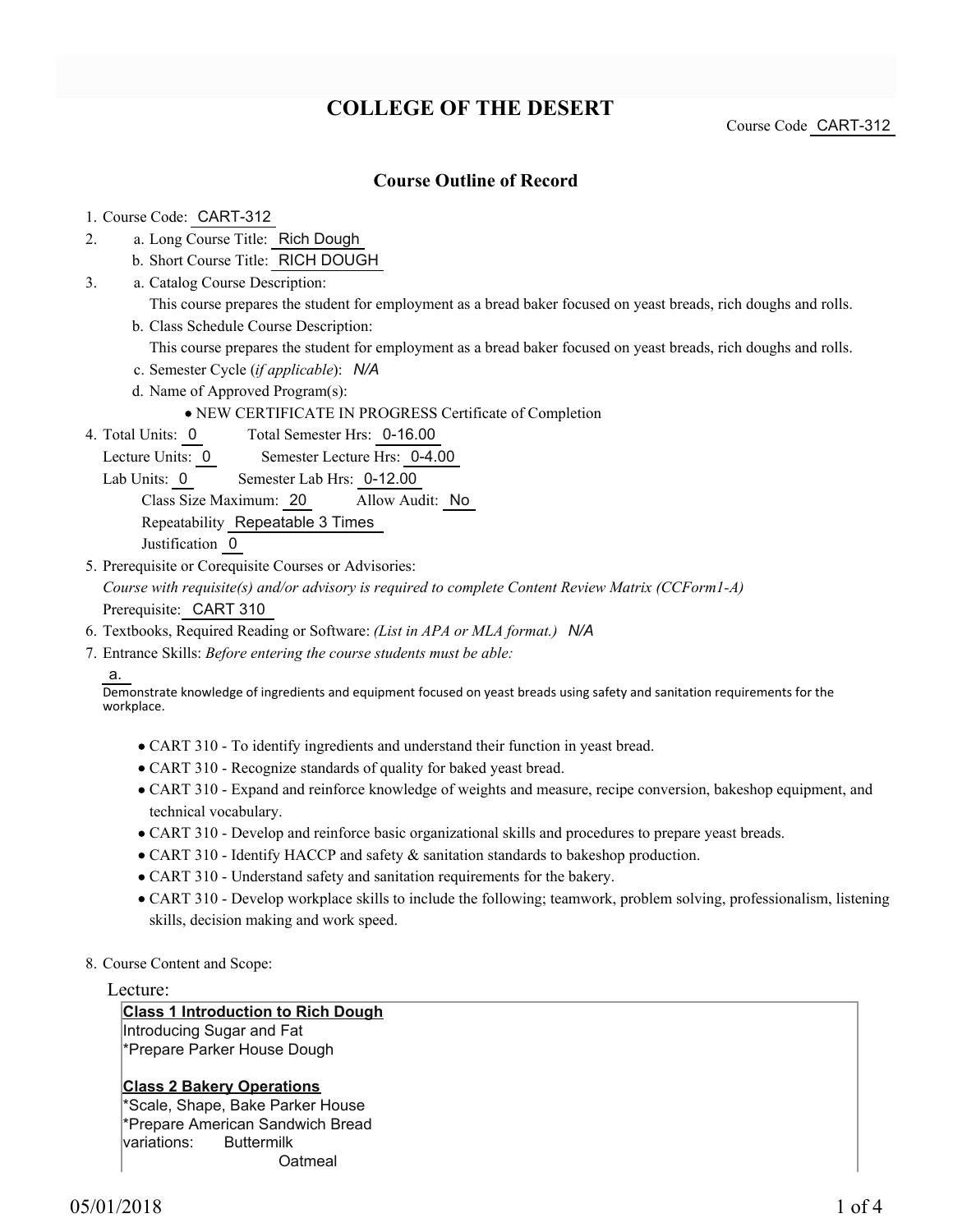# COLLEGE OF THE DESERT

Course Code CART-312

## Course Outline of Record

1. Course Code: CART-312
2. a. Long Course Title: Rich Dough
   b. Short Course Title: RICH DOUGH
3. a. Catalog Course Description:
   This course prepares the student for employment as a bread baker focused on yeast breads, rich doughs and rolls.
   b. Class Schedule Course Description:
   This course prepares the student for employment as a bread baker focused on yeast breads, rich doughs and rolls.
   c. Semester Cycle (*if applicable*): *N/A*
   d. Name of Approved Program(s):
   - NEW CERTIFICATE IN PROGRESS Certificate of Completion
4. Total Units: 0 Total Semester Hrs: 0-16.00
   Lecture Units: 0 Semester Lecture Hrs: 0-4.00
   Lab Units: 0 Semester Lab Hrs: 0-12.00
   Class Size Maximum: 20 Allow Audit: No
   Repeatability Repeatable 3 Times
   Justification 0
5. Prerequisite or Corequisite Courses or Advisories:
   *Course with requisite(s) and/or advisory is required to complete Content Review Matrix (CCForm1-A)*
   Prerequisite: CART 310
6. Textbooks, Required Reading or Software: *(List in APA or MLA format.)* *N/A*
7. Entrance Skills: *Before entering the course students must be able:*
   a.
   Demonstrate knowledge of ingredients and equipment focused on yeast breads using safety and sanitation requirements for the workplace.
   - CART 310 - To identify ingredients and understand their function in yeast bread.
   - CART 310 - Recognize standards of quality for baked yeast bread.
   - CART 310 - Expand and reinforce knowledge of weights and measure, recipe conversion, bakeshop equipment, and technical vocabulary.
   - CART 310 - Develop and reinforce basic organizational skills and procedures to prepare yeast breads.
   - CART 310 - Identify HACCP and safety & sanitation standards to bakeshop production.
   - CART 310 - Understand safety and sanitation requirements for the bakery.
   - CART 310 - Develop workplace skills to include the following; teamwork, problem solving, professionalism, listening skills, decision making and work speed.
8. Course Content and Scope:

Lecture:

**Class 1 Introduction to Rich Dough**
Introducing Sugar and Fat
*Prepare Parker House Dough

**Class 2 Bakery Operations**
*Scale, Shape, Bake Parker House
*Prepare American Sandwich Bread
variations: Buttermilk
Oatmeal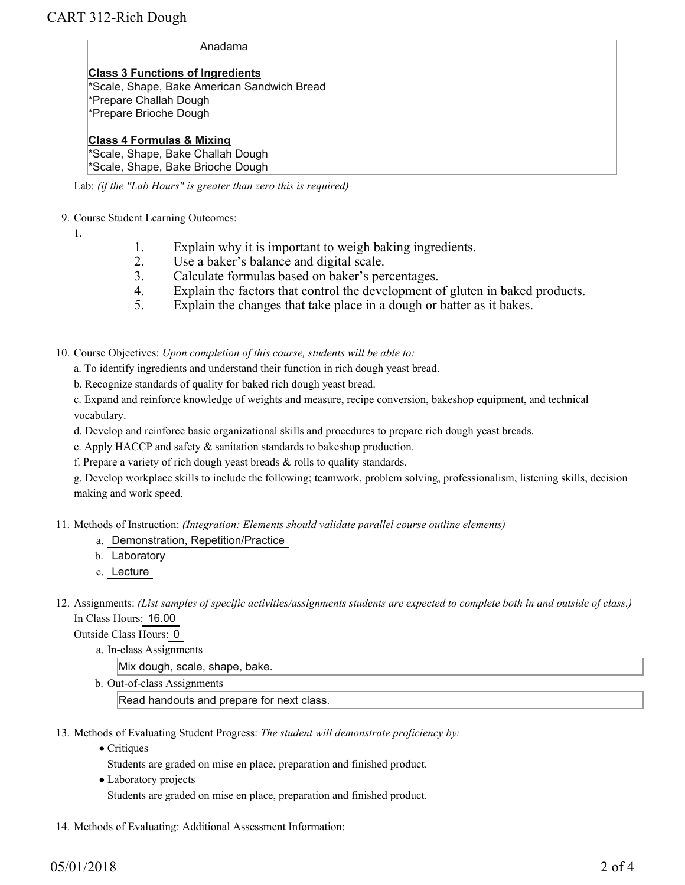Anadama

**Class 3 Functions of Ingredients**
*Scale, Shape, Bake American Sandwich Bread
*Prepare Challah Dough
*Prepare Brioche Dough

**Class 4 Formulas & Mixing**
*Scale, Shape, Bake Challah Dough
*Scale, Shape, Bake Brioche Dough

Lab: *(if the "Lab Hours" is greater than zero this is required)*

9. Course Student Learning Outcomes:

   1.
      1. Explain why it is important to weigh baking ingredients.
      2. Use a baker's balance and digital scale.
      3. Calculate formulas based on baker's percentages.
      4. Explain the factors that control the development of gluten in baked products.
      5. Explain the changes that take place in a dough or batter as it bakes.

10. Course Objectives: *Upon completion of this course, students will be able to:*

    a. To identify ingredients and understand their function in rich dough yeast bread.

    b. Recognize standards of quality for baked rich dough yeast bread.

    c. Expand and reinforce knowledge of weights and measure, recipe conversion, bakeshop equipment, and technical vocabulary.

    d. Develop and reinforce basic organizational skills and procedures to prepare rich dough yeast breads.

    e. Apply HACCP and safety & sanitation standards to bakeshop production.

    f. Prepare a variety of rich dough yeast breads & rolls to quality standards.

    g. Develop workplace skills to include the following; teamwork, problem solving, professionalism, listening skills, decision making and work speed.

11. Methods of Instruction: *(Integration: Elements should validate parallel course outline elements)*

    a. Demonstration, Repetition/Practice
    b. Laboratory
    c. Lecture

12. Assignments: *(List samples of specific activities/assignments students are expected to complete both in and outside of class.)*

    In Class Hours: 16.00

    Outside Class Hours: 0

    a. In-class Assignments

       Mix dough, scale, shape, bake.

    b. Out-of-class Assignments

       Read handouts and prepare for next class.

13. Methods of Evaluating Student Progress: *The student will demonstrate proficiency by:*

    - Critiques

      Students are graded on mise en place, preparation and finished product.

    - Laboratory projects

      Students are graded on mise en place, preparation and finished product.

14. Methods of Evaluating: Additional Assessment Information: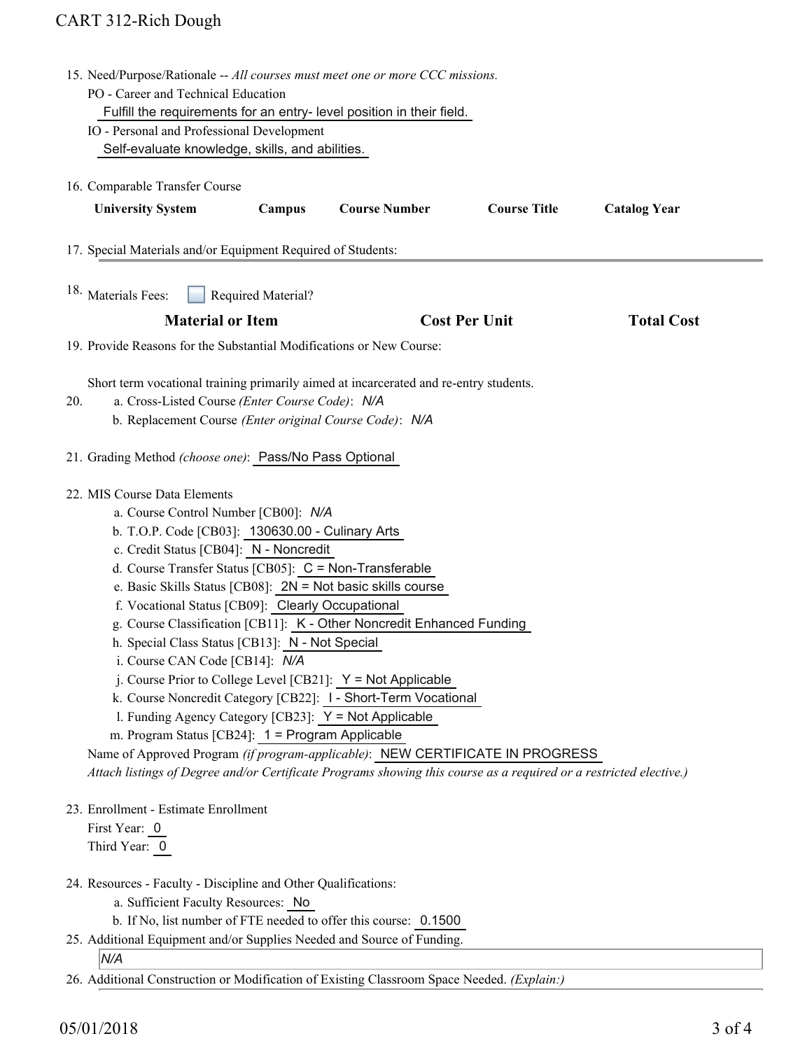15. Need/Purpose/Rationale -- *All courses must meet one or more CCC missions.*

    PO - Career and Technical Education

    Fulfill the requirements for an entry- level position in their field.

    IO - Personal and Professional Development

    Self-evaluate knowledge, skills, and abilities.

16. Comparable Transfer Course

| University System | Campus | Course Number | Course Title | Catalog Year |
| --- | --- | --- | --- | --- |

17. Special Materials and/or Equipment Required of Students:

18. Materials Fees: ☐ Required Material?

| Material or Item | Cost Per Unit | Total Cost |
| --- | --- | --- |

19. Provide Reasons for the Substantial Modifications or New Course:

    Short term vocational training primarily aimed at incarcerated and re-entry students.

20. a. Cross-Listed Course *(Enter Course Code)*: *N/A*

    b. Replacement Course *(Enter original Course Code)*: *N/A*

21. Grading Method *(choose one)*: Pass/No Pass Optional

22. MIS Course Data Elements

    a. Course Control Number [CB00]: *N/A*

    b. T.O.P. Code [CB03]: 130630.00 - Culinary Arts

    c. Credit Status [CB04]: N - Noncredit

    d. Course Transfer Status [CB05]: C = Non-Transferable

    e. Basic Skills Status [CB08]: 2N = Not basic skills course

    f. Vocational Status [CB09]: Clearly Occupational

    g. Course Classification [CB11]: K - Other Noncredit Enhanced Funding

    h. Special Class Status [CB13]: N - Not Special

    i. Course CAN Code [CB14]: *N/A*

    j. Course Prior to College Level [CB21]: Y = Not Applicable

    k. Course Noncredit Category [CB22]: I - Short-Term Vocational

    l. Funding Agency Category [CB23]: Y = Not Applicable

    m. Program Status [CB24]: 1 = Program Applicable

    Name of Approved Program *(if program-applicable)*: NEW CERTIFICATE IN PROGRESS

    *Attach listings of Degree and/or Certificate Programs showing this course as a required or a restricted elective.)*

23. Enrollment - Estimate Enrollment

    First Year: 0

    Third Year: 0

24. Resources - Faculty - Discipline and Other Qualifications:

    a. Sufficient Faculty Resources: No

    b. If No, list number of FTE needed to offer this course: 0.1500

25. Additional Equipment and/or Supplies Needed and Source of Funding.

    *N/A*

26. Additional Construction or Modification of Existing Classroom Space Needed. *(Explain:)*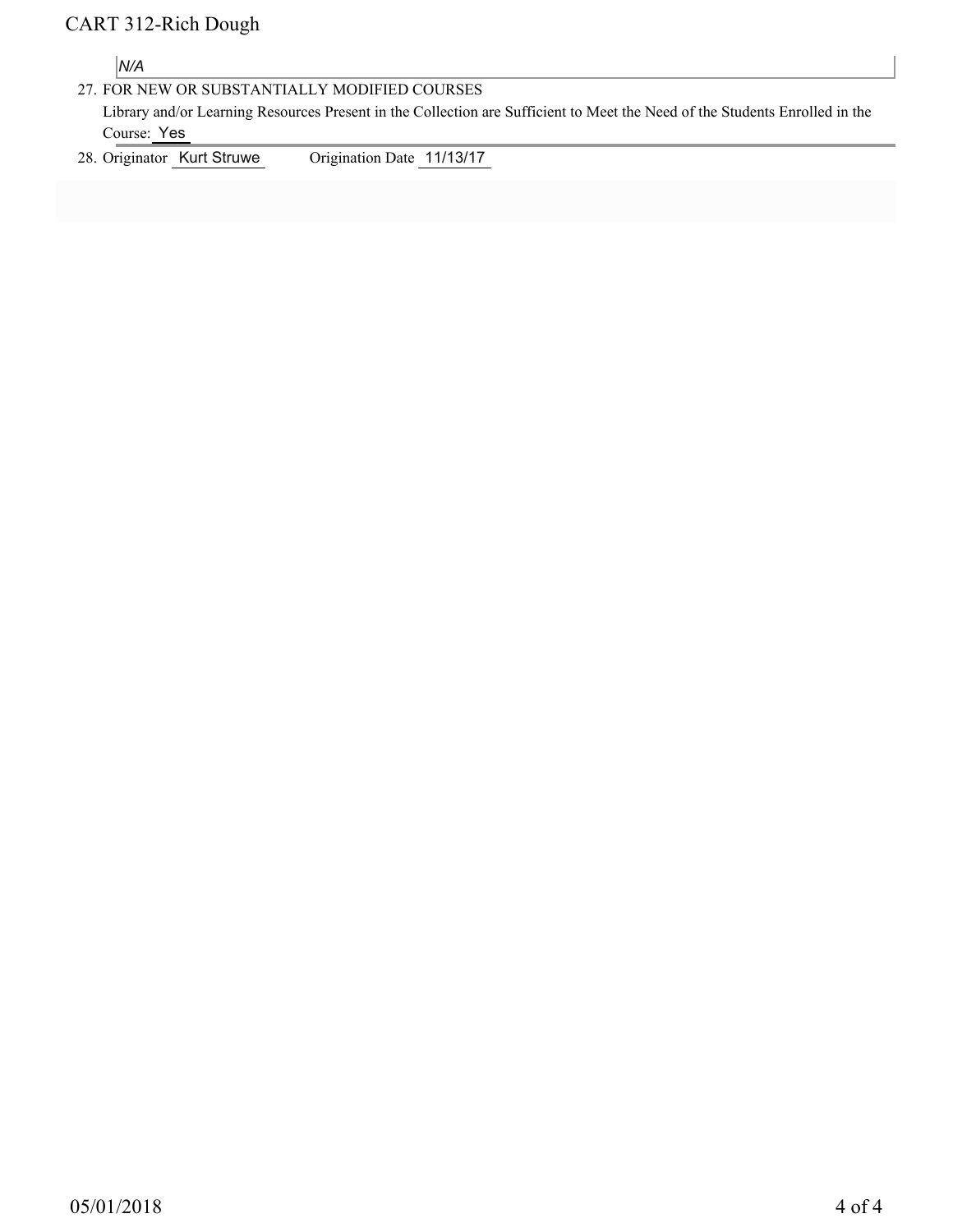*N/A*

27. FOR NEW OR SUBSTANTIALLY MODIFIED COURSES

    Library and/or Learning Resources Present in the Collection are Sufficient to Meet the Need of the Students Enrolled in the Course: Yes

28. Originator Kurt Struwe    Origination Date 11/13/17